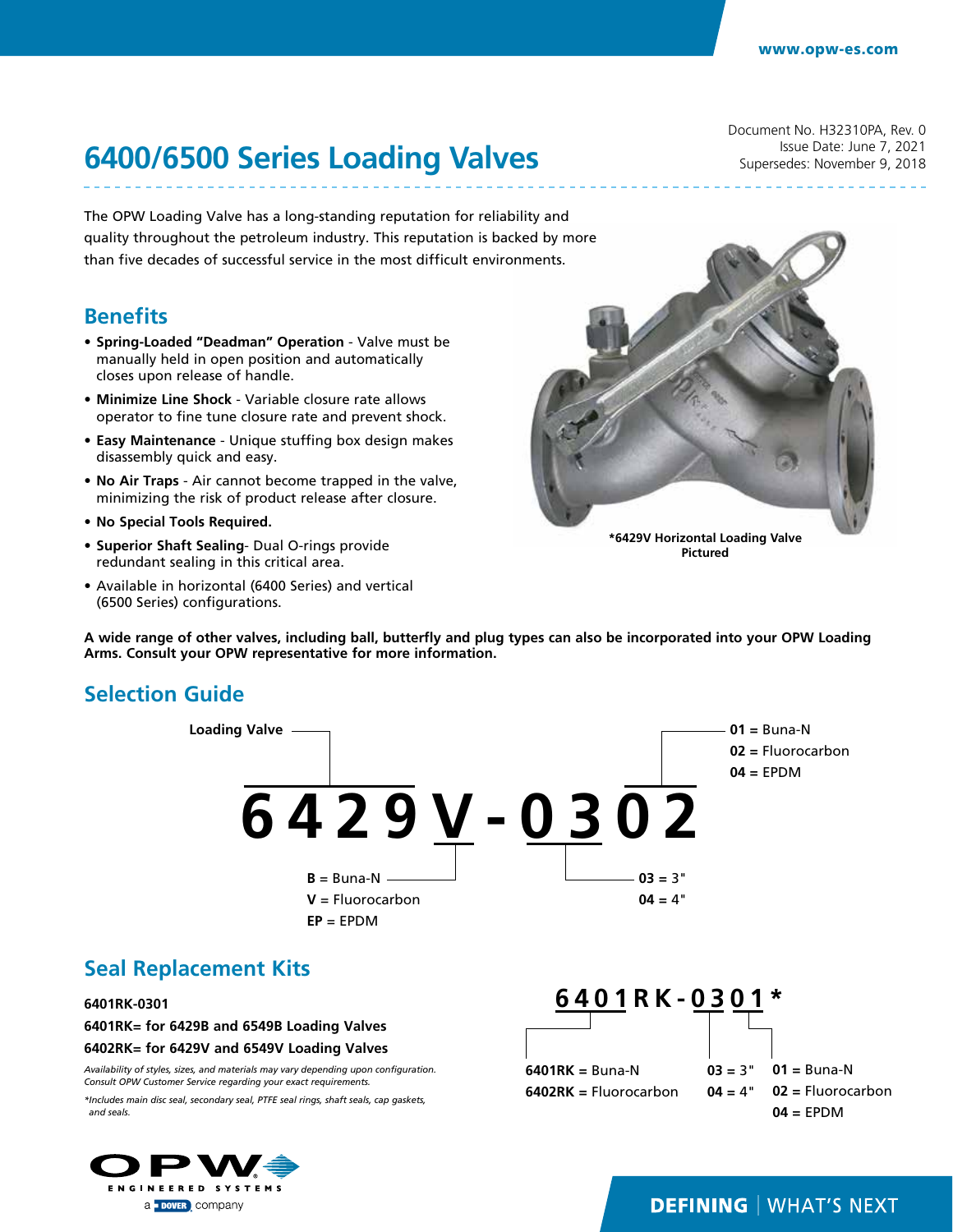www.opw-es.com

Document No. H32310PA, Rev. 0
Issue Date: June 7, 2021
Supersedes: November 9, 2018

# 6400/6500 Series Loading Valves

The OPW Loading Valve has a long-standing reputation for reliability and quality throughout the petroleum industry. This reputation is backed by more than five decades of successful service in the most difficult environments.

## Benefits

- **Spring-Loaded "Deadman" Operation** - Valve must be manually held in open position and automatically closes upon release of handle.
- **Minimize Line Shock** - Variable closure rate allows operator to fine tune closure rate and prevent shock.
- **Easy Maintenance** - Unique stuffing box design makes disassembly quick and easy.
- **No Air Traps** - Air cannot become trapped in the valve, minimizing the risk of product release after closure.
- **No Special Tools Required.**
- **Superior Shaft Sealing**- Dual O-rings provide redundant sealing in this critical area.
- Available in horizontal (6400 Series) and vertical (6500 Series) configurations.

*6429V Horizontal Loading Valve Pictured

**A wide range of other valves, including ball, butterfly and plug types can also be incorporated into your OPW Loading Arms. Consult your OPW representative for more information.**

## Selection Guide

**6429V-0302**

- **6429** – Loading Valve
- **V** – Seal material:
  - **B** = Buna-N
  - **V** = Fluorocarbon
  - **EP** = EPDM
- **03** – Size:
  - **03** = 3"
  - **04** = 4"
- **02** – Material:
  - **01** = Buna-N
  - **02** = Fluorocarbon
  - **04** = EPDM

## Seal Replacement Kits

**6401RK-0301**

**6401RK= for 6429B and 6549B Loading Valves**

**6402RK= for 6429V and 6549V Loading Valves**

*Availability of styles, sizes, and materials may vary depending upon configuration. Consult OPW Customer Service regarding your exact requirements.*

*\*Includes main disc seal, secondary seal, PTFE seal rings, shaft seals, cap gaskets, and seals.*

**6401RK-0301***

- **6401RK** – Kit:
  - **6401RK** = Buna-N
  - **6402RK** = Fluorocarbon
- **03** – Size:
  - **03** = 3"
  - **04** = 4"
- **01** – Material:
  - **01** = Buna-N
  - **02** = Fluorocarbon
  - **04** = EPDM

OPW ENGINEERED SYSTEMS
a DOVER company

DEFINING | WHAT'S NEXT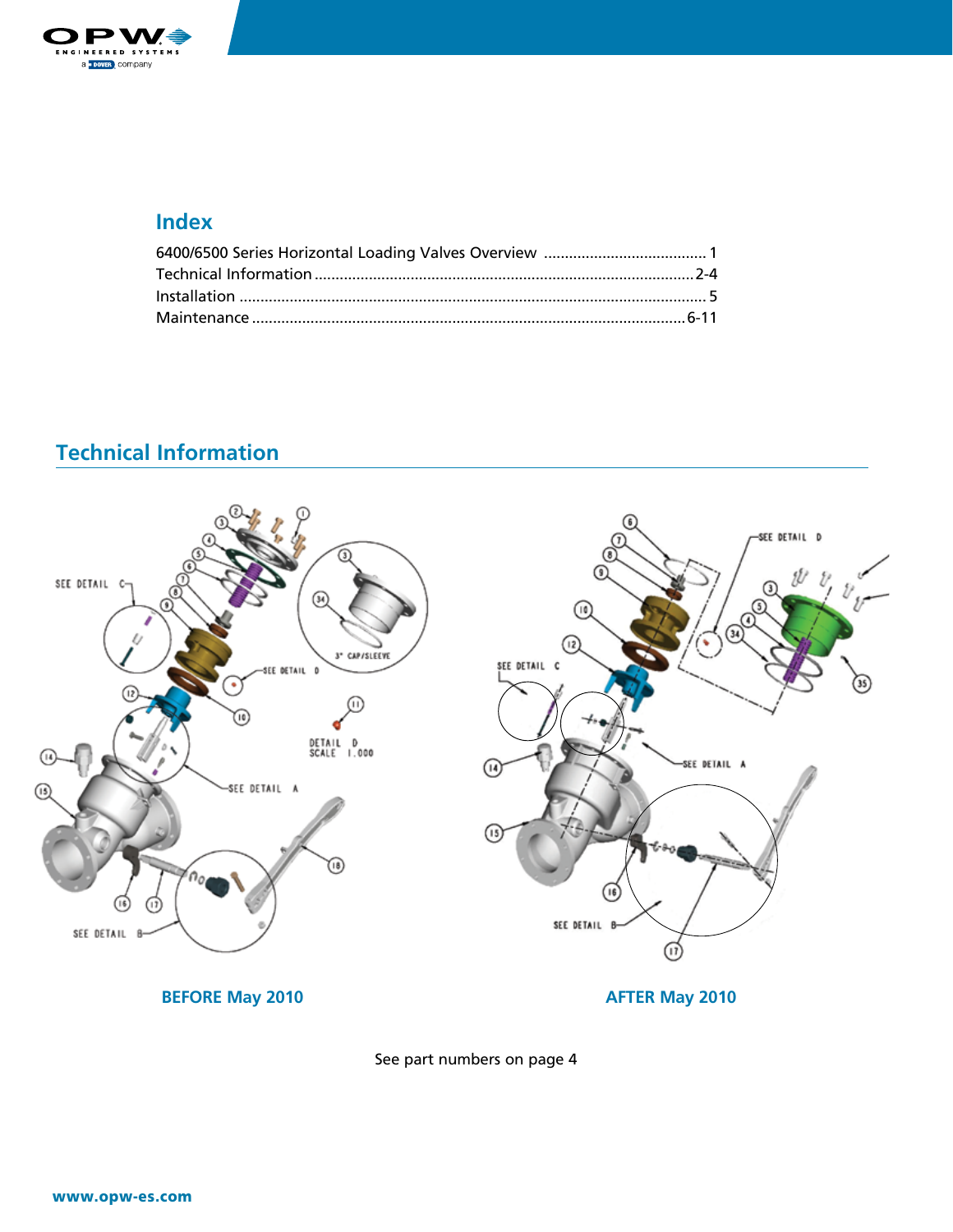## Index

6400/6500 Series Horizontal Loading Valves Overview ...................................... 1
Technical Information ......................................................................................... 2-4
Installation ............................................................................................................. 5
Maintenance ....................................................................................................... 6-11

## Technical Information

BEFORE May 2010

AFTER May 2010

See part numbers on page 4

www.opw-es.com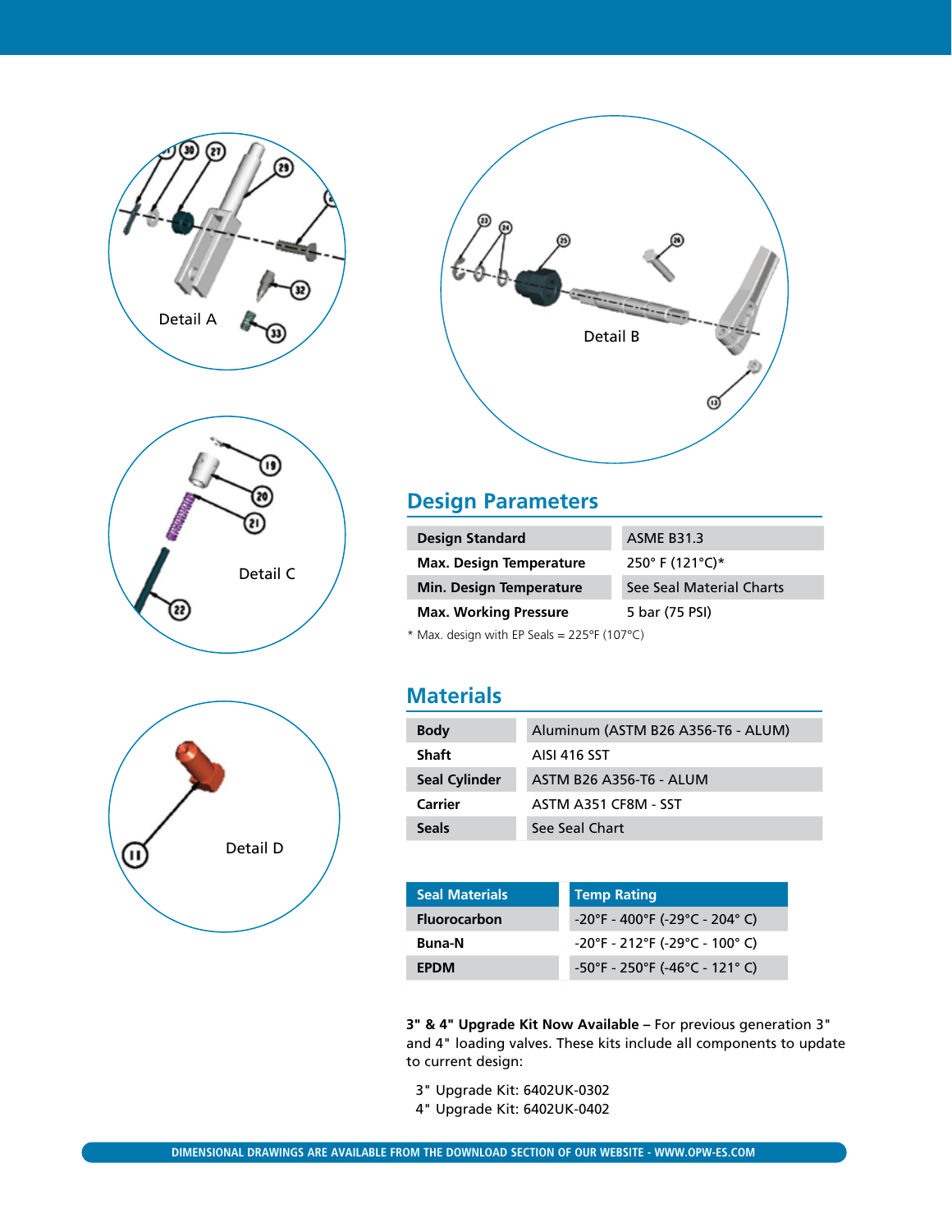Detail A

Detail B

Detail C

Detail D

## Design Parameters

| | |
|---|---|
| **Design Standard** | ASME B31.3 |
| **Max. Design Temperature** | 250° F (121°C)* |
| **Min. Design Temperature** | See Seal Material Charts |
| **Max. Working Pressure** | 5 bar (75 PSI) |

\* Max. design with EP Seals = 225°F (107°C)

## Materials

| | |
|---|---|
| **Body** | Aluminum (ASTM B26 A356-T6 - ALUM) |
| **Shaft** | AISI 416 SST |
| **Seal Cylinder** | ASTM B26 A356-T6 - ALUM |
| **Carrier** | ASTM A351 CF8M - SST |
| **Seals** | See Seal Chart |

| Seal Materials | Temp Rating |
|---|---|
| **Fluorocarbon** | -20°F - 400°F (-29°C - 204° C) |
| **Buna-N** | -20°F - 212°F (-29°C - 100° C) |
| **EPDM** | -50°F - 250°F (-46°C - 121° C) |

**3" & 4" Upgrade Kit Now Available** – For previous generation 3" and 4" loading valves. These kits include all components to update to current design:

3" Upgrade Kit: 6402UK-0302
4" Upgrade Kit: 6402UK-0402

DIMENSIONAL DRAWINGS ARE AVAILABLE FROM THE DOWNLOAD SECTION OF OUR WEBSITE - WWW.OPW-ES.COM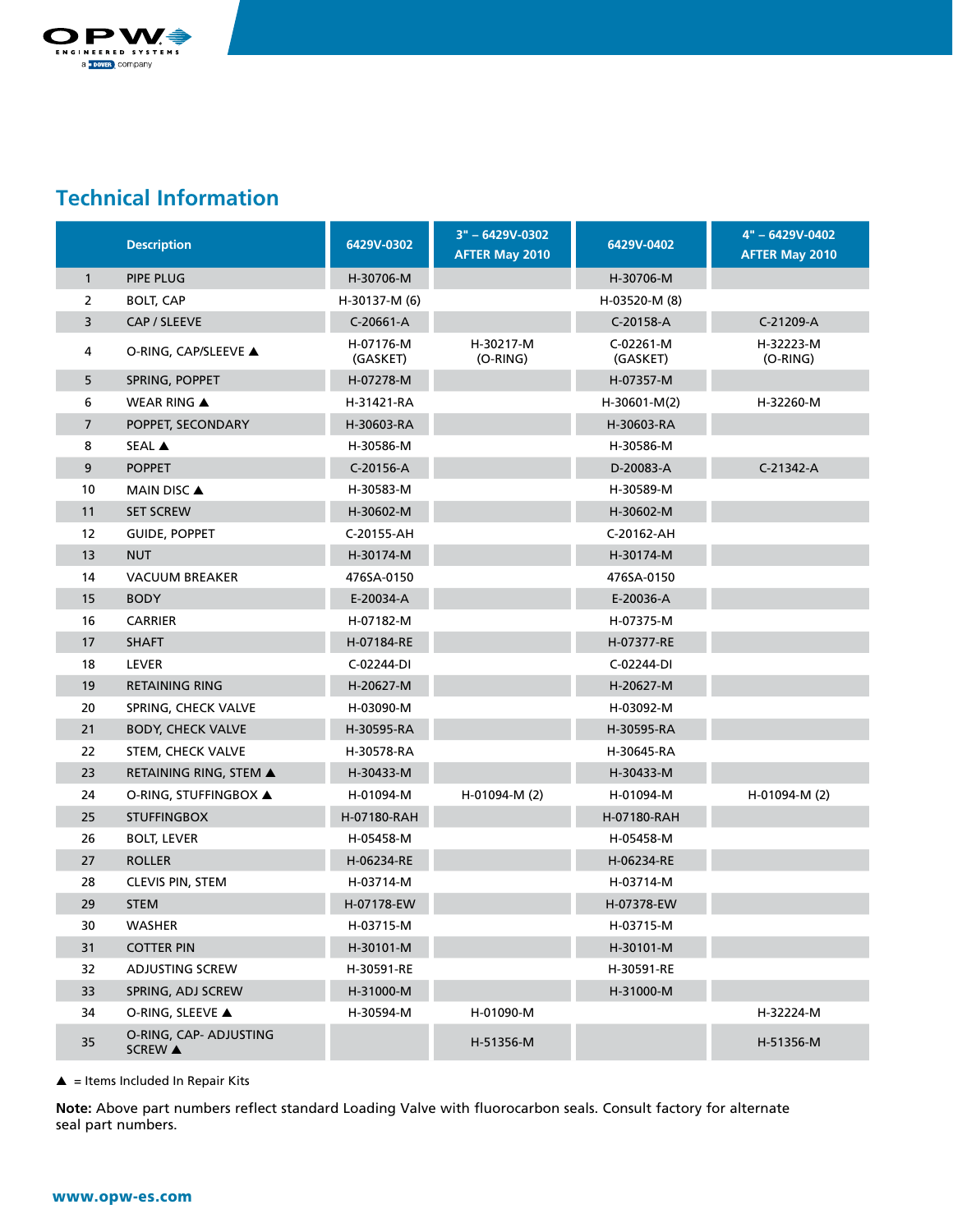## Technical Information

| | Description | 6429V-0302 | 3" – 6429V-0302 AFTER May 2010 | 6429V-0402 | 4" – 6429V-0402 AFTER May 2010 |
|---|---|---|---|---|---|
| 1 | PIPE PLUG | H-30706-M | | H-30706-M | |
| 2 | BOLT, CAP | H-30137-M (6) | | H-03520-M (8) | |
| 3 | CAP / SLEEVE | C-20661-A | | C-20158-A | C-21209-A |
| 4 | O-RING, CAP/SLEEVE ▲ | H-07176-M (GASKET) | H-30217-M (O-RING) | C-02261-M (GASKET) | H-32223-M (O-RING) |
| 5 | SPRING, POPPET | H-07278-M | | H-07357-M | |
| 6 | WEAR RING ▲ | H-31421-RA | | H-30601-M(2) | H-32260-M |
| 7 | POPPET, SECONDARY | H-30603-RA | | H-30603-RA | |
| 8 | SEAL ▲ | H-30586-M | | H-30586-M | |
| 9 | POPPET | C-20156-A | | D-20083-A | C-21342-A |
| 10 | MAIN DISC ▲ | H-30583-M | | H-30589-M | |
| 11 | SET SCREW | H-30602-M | | H-30602-M | |
| 12 | GUIDE, POPPET | C-20155-AH | | C-20162-AH | |
| 13 | NUT | H-30174-M | | H-30174-M | |
| 14 | VACUUM BREAKER | 476SA-0150 | | 476SA-0150 | |
| 15 | BODY | E-20034-A | | E-20036-A | |
| 16 | CARRIER | H-07182-M | | H-07375-M | |
| 17 | SHAFT | H-07184-RE | | H-07377-RE | |
| 18 | LEVER | C-02244-DI | | C-02244-DI | |
| 19 | RETAINING RING | H-20627-M | | H-20627-M | |
| 20 | SPRING, CHECK VALVE | H-03090-M | | H-03092-M | |
| 21 | BODY, CHECK VALVE | H-30595-RA | | H-30595-RA | |
| 22 | STEM, CHECK VALVE | H-30578-RA | | H-30645-RA | |
| 23 | RETAINING RING, STEM ▲ | H-30433-M | | H-30433-M | |
| 24 | O-RING, STUFFINGBOX ▲ | H-01094-M | H-01094-M (2) | H-01094-M | H-01094-M (2) |
| 25 | STUFFINGBOX | H-07180-RAH | | H-07180-RAH | |
| 26 | BOLT, LEVER | H-05458-M | | H-05458-M | |
| 27 | ROLLER | H-06234-RE | | H-06234-RE | |
| 28 | CLEVIS PIN, STEM | H-03714-M | | H-03714-M | |
| 29 | STEM | H-07178-EW | | H-07378-EW | |
| 30 | WASHER | H-03715-M | | H-03715-M | |
| 31 | COTTER PIN | H-30101-M | | H-30101-M | |
| 32 | ADJUSTING SCREW | H-30591-RE | | H-30591-RE | |
| 33 | SPRING, ADJ SCREW | H-31000-M | | H-31000-M | |
| 34 | O-RING, SLEEVE ▲ | H-30594-M | H-01090-M | | H-32224-M |
| 35 | O-RING, CAP- ADJUSTING SCREW ▲ | | H-51356-M | | H-51356-M |

▲ = Items Included In Repair Kits

**Note:** Above part numbers reflect standard Loading Valve with fluorocarbon seals. Consult factory for alternate seal part numbers.

www.opw-es.com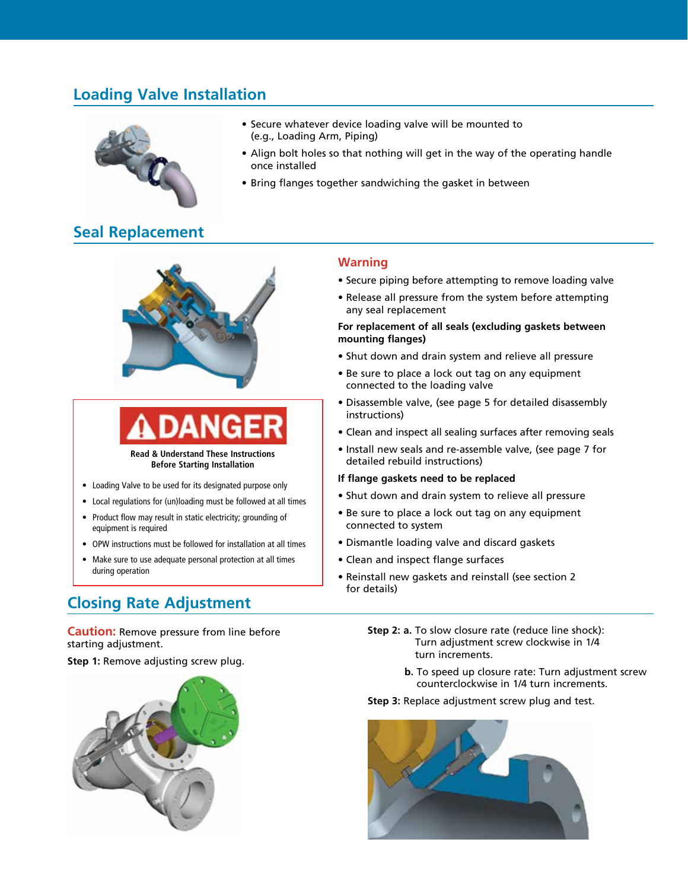## Loading Valve Installation

- Secure whatever device loading valve will be mounted to (e.g., Loading Arm, Piping)
- Align bolt holes so that nothing will get in the way of the operating handle once installed
- Bring flanges together sandwiching the gasket in between

## Seal Replacement

**DANGER**

**Read & Understand These Instructions Before Starting Installation**

- Loading Valve to be used for its designated purpose only
- Local regulations for (un)loading must be followed at all times
- Product flow may result in static electricity; grounding of equipment is required
- OPW instructions must be followed for installation at all times
- Make sure to use adequate personal protection at all times during operation

### Warning

- Secure piping before attempting to remove loading valve
- Release all pressure from the system before attempting any seal replacement

**For replacement of all seals (excluding gaskets between mounting flanges)**

- Shut down and drain system and relieve all pressure
- Be sure to place a lock out tag on any equipment connected to the loading valve
- Disassemble valve, (see page 5 for detailed disassembly instructions)
- Clean and inspect all sealing surfaces after removing seals
- Install new seals and re-assemble valve, (see page 7 for detailed rebuild instructions)

**If flange gaskets need to be replaced**

- Shut down and drain system to relieve all pressure
- Be sure to place a lock out tag on any equipment connected to system
- Dismantle loading valve and discard gaskets
- Clean and inspect flange surfaces
- Reinstall new gaskets and reinstall (see section 2 for details)

## Closing Rate Adjustment

**Caution:** Remove pressure from line before starting adjustment.

**Step 1:** Remove adjusting screw plug.

**Step 2:** **a.** To slow closure rate (reduce line shock): Turn adjustment screw clockwise in 1/4 turn increments.

**b.** To speed up closure rate: Turn adjustment screw counterclockwise in 1/4 turn increments.

**Step 3:** Replace adjustment screw plug and test.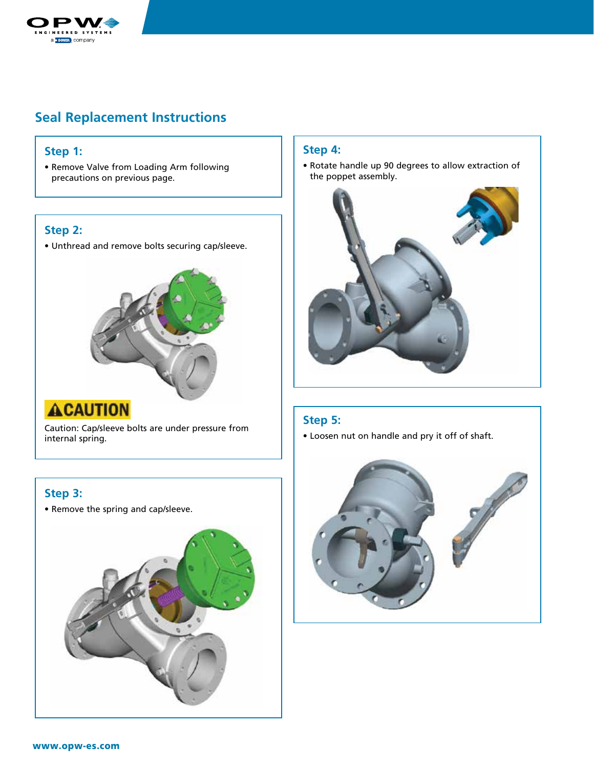## Seal Replacement Instructions

### Step 1:

- Remove Valve from Loading Arm following precautions on previous page.

### Step 2:

- Unthread and remove bolts securing cap/sleeve.

**CAUTION**

Caution: Cap/sleeve bolts are under pressure from internal spring.

### Step 3:

- Remove the spring and cap/sleeve.

### Step 4:

- Rotate handle up 90 degrees to allow extraction of the poppet assembly.

### Step 5:

- Loosen nut on handle and pry it off of shaft.

www.opw-es.com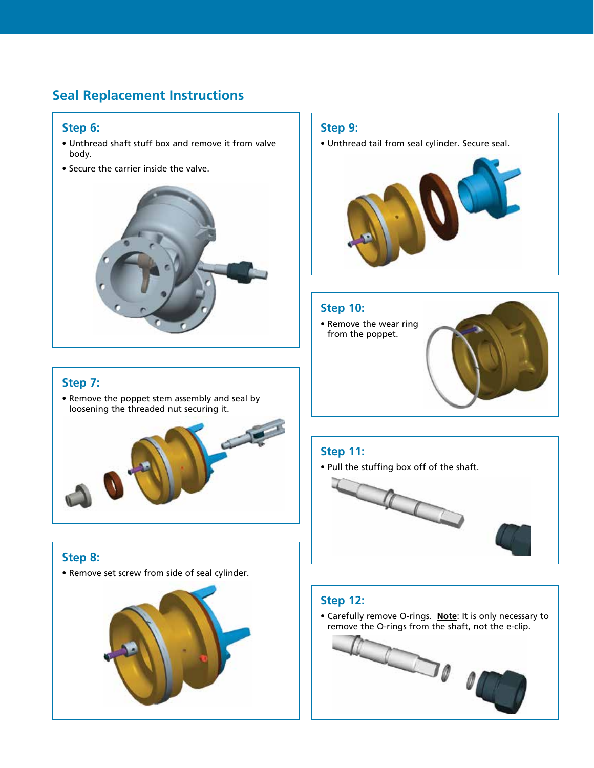## Seal Replacement Instructions

### Step 6:

- Unthread shaft stuff box and remove it from valve body.
- Secure the carrier inside the valve.

### Step 7:

- Remove the poppet stem assembly and seal by loosening the threaded nut securing it.

### Step 8:

- Remove set screw from side of seal cylinder.

### Step 9:

- Unthread tail from seal cylinder. Secure seal.

### Step 10:

- Remove the wear ring from the poppet.

### Step 11:

- Pull the stuffing box off of the shaft.

### Step 12:

- Carefully remove O-rings. **Note**: It is only necessary to remove the O-rings from the shaft, not the e-clip.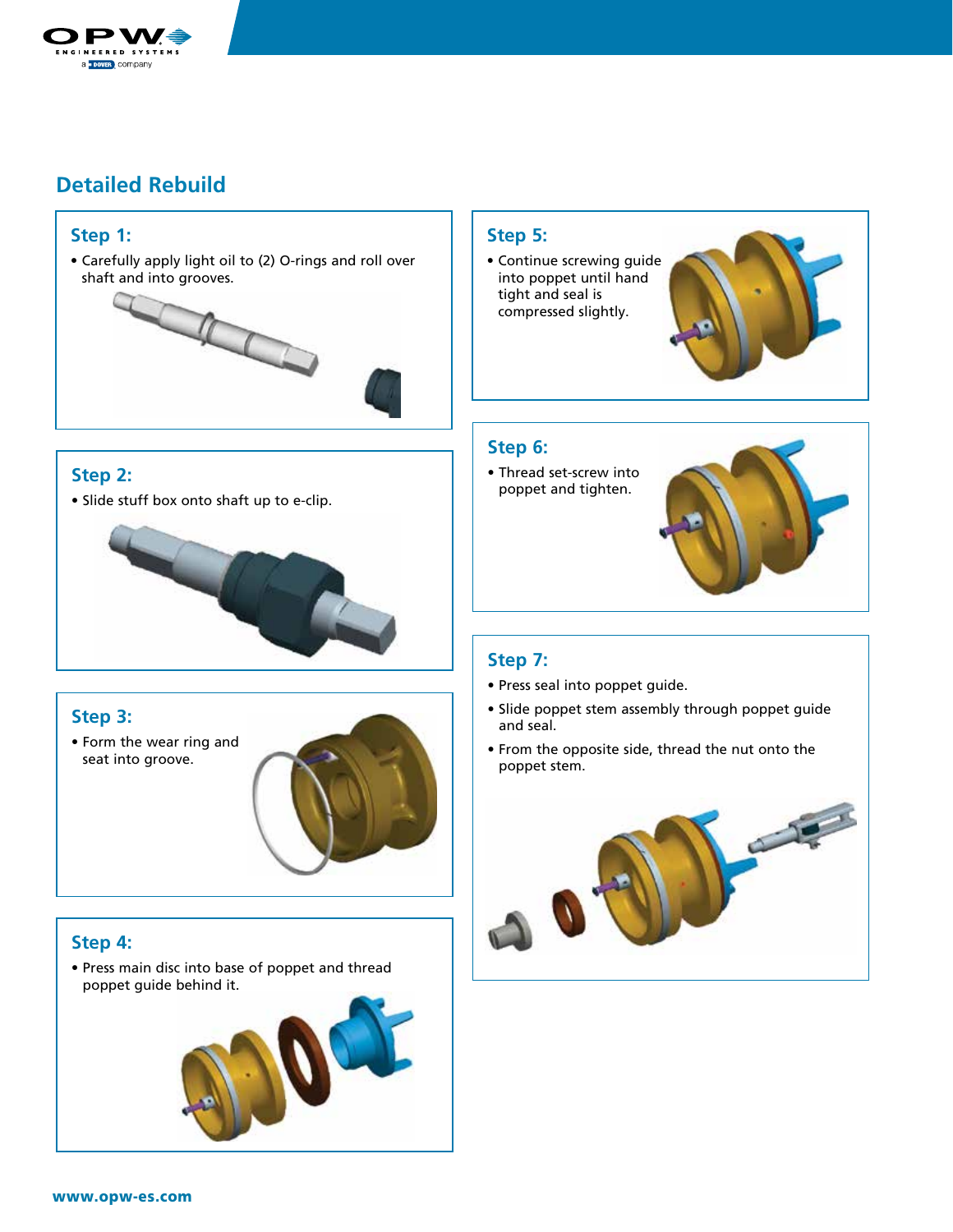## Detailed Rebuild

### Step 1:

- Carefully apply light oil to (2) O-rings and roll over shaft and into grooves.

### Step 2:

- Slide stuff box onto shaft up to e-clip.

### Step 3:

- Form the wear ring and seat into groove.

### Step 4:

- Press main disc into base of poppet and thread poppet guide behind it.

### Step 5:

- Continue screwing guide into poppet until hand tight and seal is compressed slightly.

### Step 6:

- Thread set-screw into poppet and tighten.

### Step 7:

- Press seal into poppet guide.
- Slide poppet stem assembly through poppet guide and seal.
- From the opposite side, thread the nut onto the poppet stem.

**www.opw-es.com**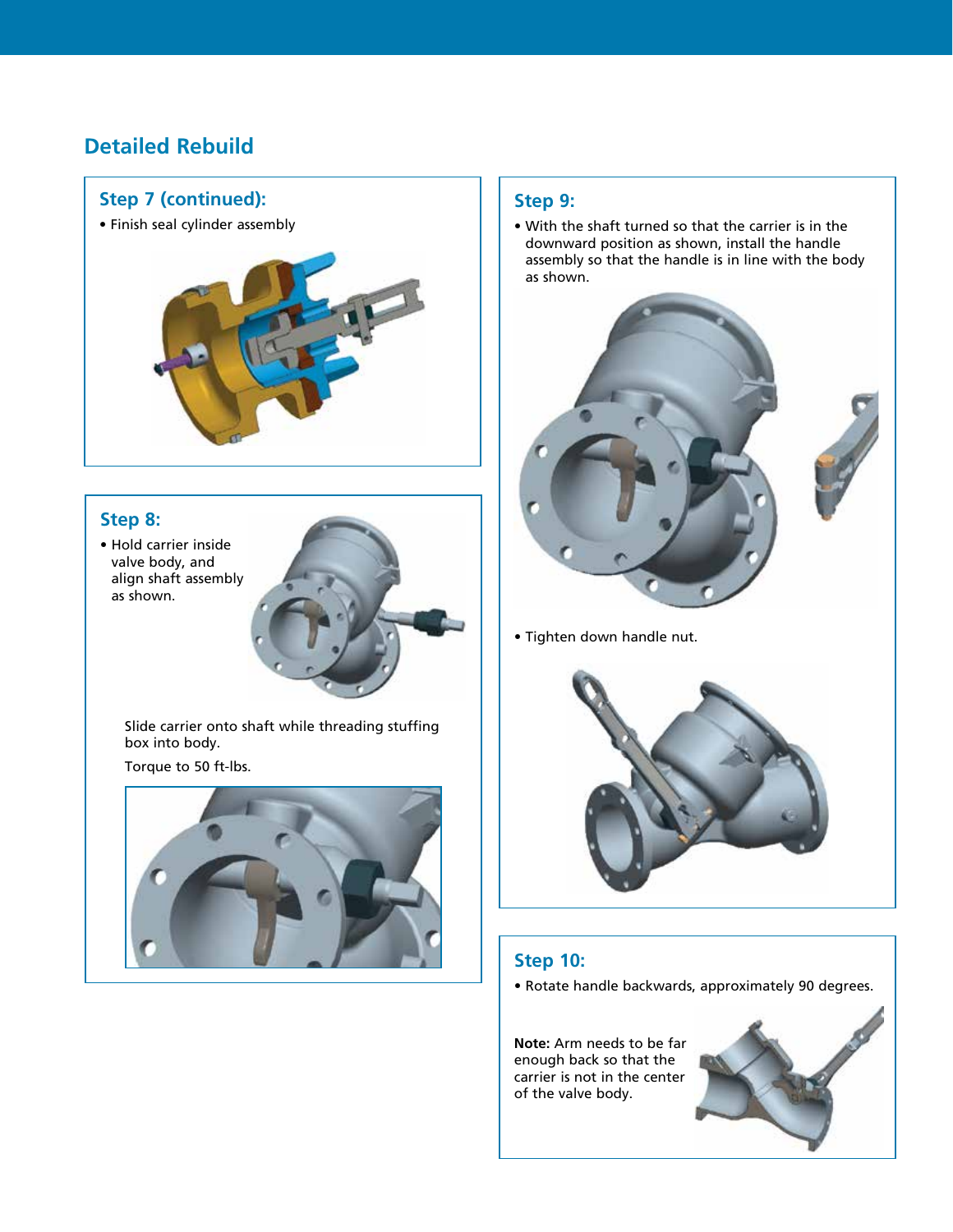## Detailed Rebuild

### Step 7 (continued):

- Finish seal cylinder assembly

### Step 8:

- Hold carrier inside valve body, and align shaft assembly as shown.

Slide carrier onto shaft while threading stuffing box into body.

Torque to 50 ft-lbs.

### Step 9:

- With the shaft turned so that the carrier is in the downward position as shown, install the handle assembly so that the handle is in line with the body as shown.
- Tighten down handle nut.

### Step 10:

- Rotate handle backwards, approximately 90 degrees.

**Note:** Arm needs to be far enough back so that the carrier is not in the center of the valve body.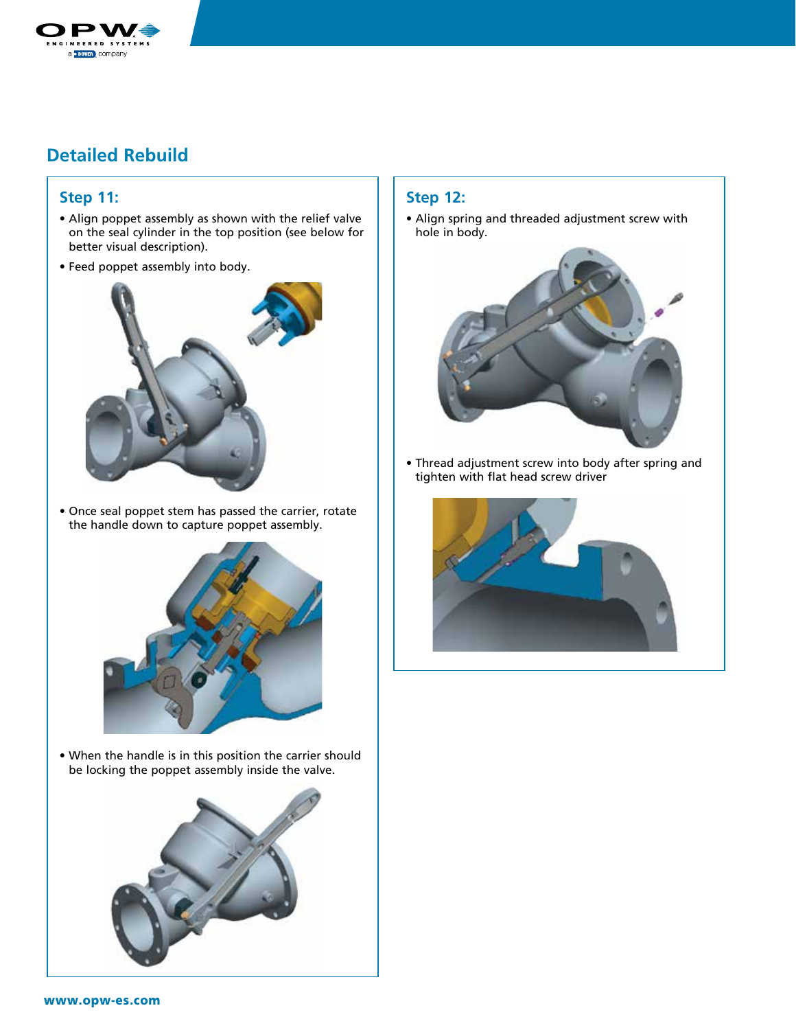## Detailed Rebuild

### Step 11:

- Align poppet assembly as shown with the relief valve on the seal cylinder in the top position (see below for better visual description).
- Feed poppet assembly into body.

- Once seal poppet stem has passed the carrier, rotate the handle down to capture poppet assembly.

- When the handle is in this position the carrier should be locking the poppet assembly inside the valve.

### Step 12:

- Align spring and threaded adjustment screw with hole in body.

- Thread adjustment screw into body after spring and tighten with flat head screw driver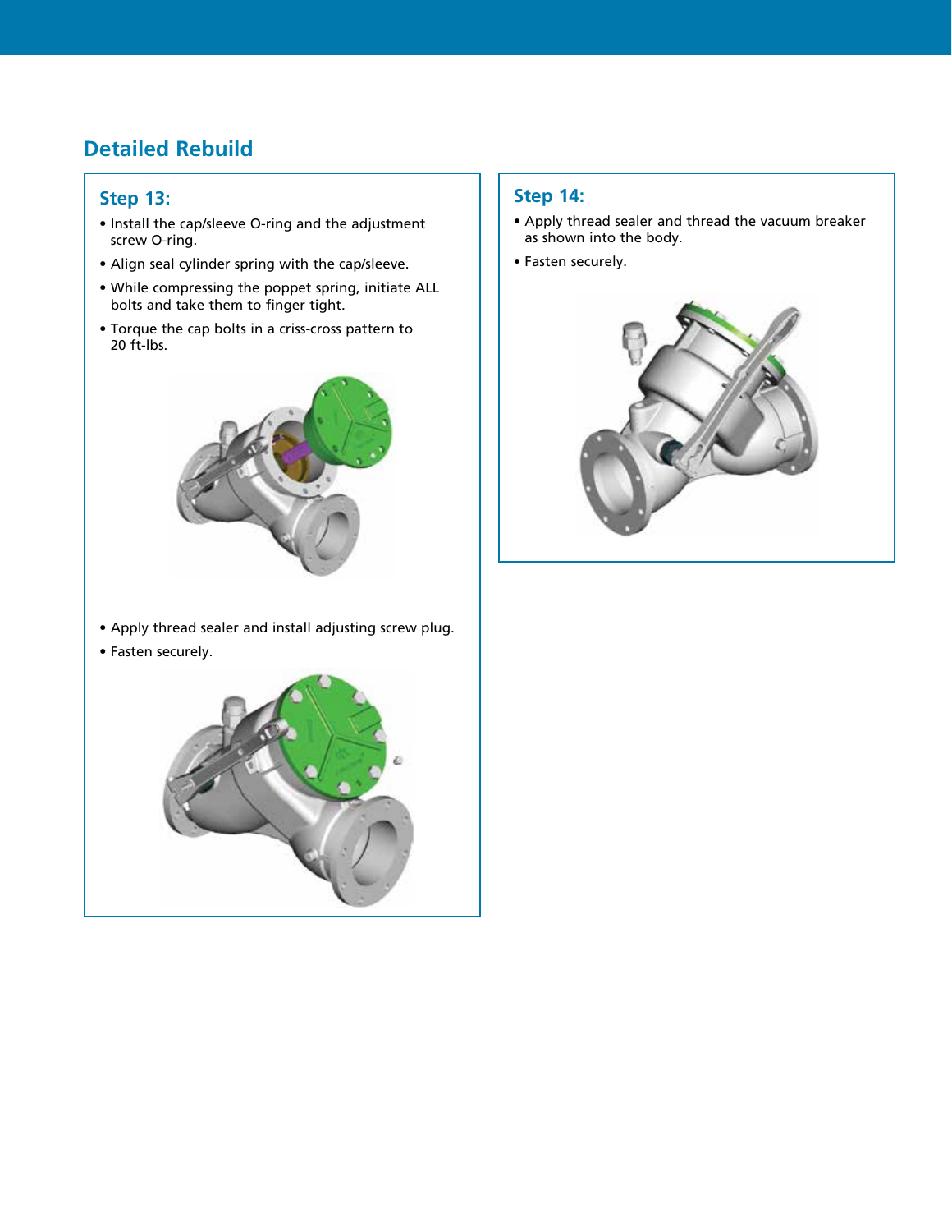## Detailed Rebuild

### Step 13:

- Install the cap/sleeve O-ring and the adjustment screw O-ring.
- Align seal cylinder spring with the cap/sleeve.
- While compressing the poppet spring, initiate ALL bolts and take them to finger tight.
- Torque the cap bolts in a criss-cross pattern to 20 ft-lbs.

- Apply thread sealer and install adjusting screw plug.
- Fasten securely.

### Step 14:

- Apply thread sealer and thread the vacuum breaker as shown into the body.
- Fasten securely.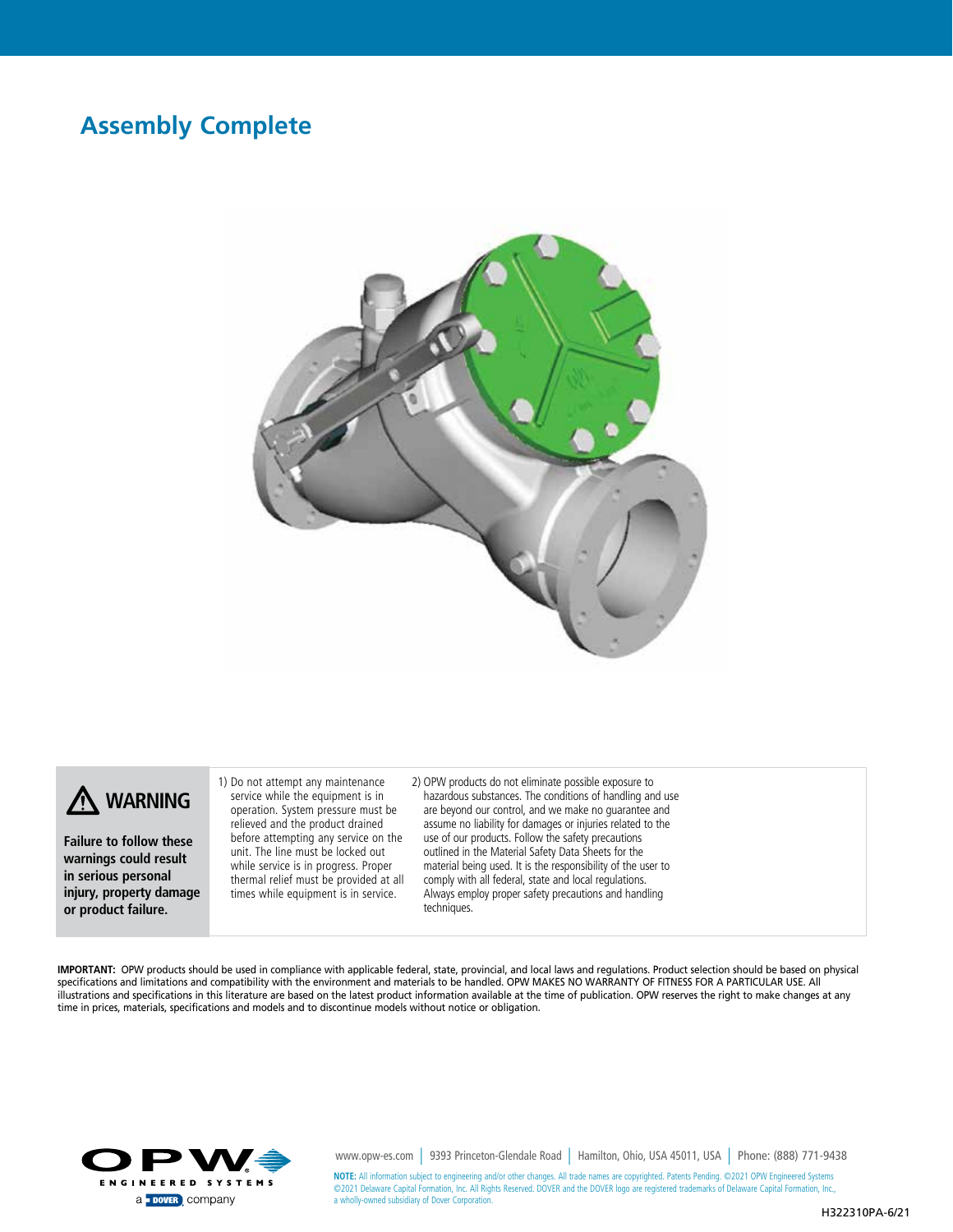## Assembly Complete

**⚠ WARNING**

**Failure to follow these warnings could result in serious personal injury, property damage or product failure.**

1) Do not attempt any maintenance service while the equipment is in operation. System pressure must be relieved and the product drained before attempting any service on the unit. The line must be locked out while service is in progress. Proper thermal relief must be provided at all times while equipment is in service.

2) OPW products do not eliminate possible exposure to hazardous substances. The conditions of handling and use are beyond our control, and we make no guarantee and assume no liability for damages or injuries related to the use of our products. Follow the safety precautions outlined in the Material Safety Data Sheets for the material being used. It is the responsibility of the user to comply with all federal, state and local regulations. Always employ proper safety precautions and handling techniques.

**IMPORTANT:** OPW products should be used in compliance with applicable federal, state, provincial, and local laws and regulations. Product selection should be based on physical specifications and limitations and compatibility with the environment and materials to be handled. OPW MAKES NO WARRANTY OF FITNESS FOR A PARTICULAR USE. All illustrations and specifications in this literature are based on the latest product information available at the time of publication. OPW reserves the right to make changes at any time in prices, materials, specifications and models and to discontinue models without notice or obligation.

OPW ENGINEERED SYSTEMS
a DOVER company

www.opw-es.com | 9393 Princeton-Glendale Road | Hamilton, Ohio, USA 45011, USA | Phone: (888) 771-9438

**NOTE:** All information subject to engineering and/or other changes. All trade names are copyrighted. Patents Pending. ©2021 OPW Engineered Systems ©2021 Delaware Capital Formation, Inc. All Rights Reserved. DOVER and the DOVER logo are registered trademarks of Delaware Capital Formation, Inc., a wholly-owned subsidiary of Dover Corporation.

H322310PA-6/21